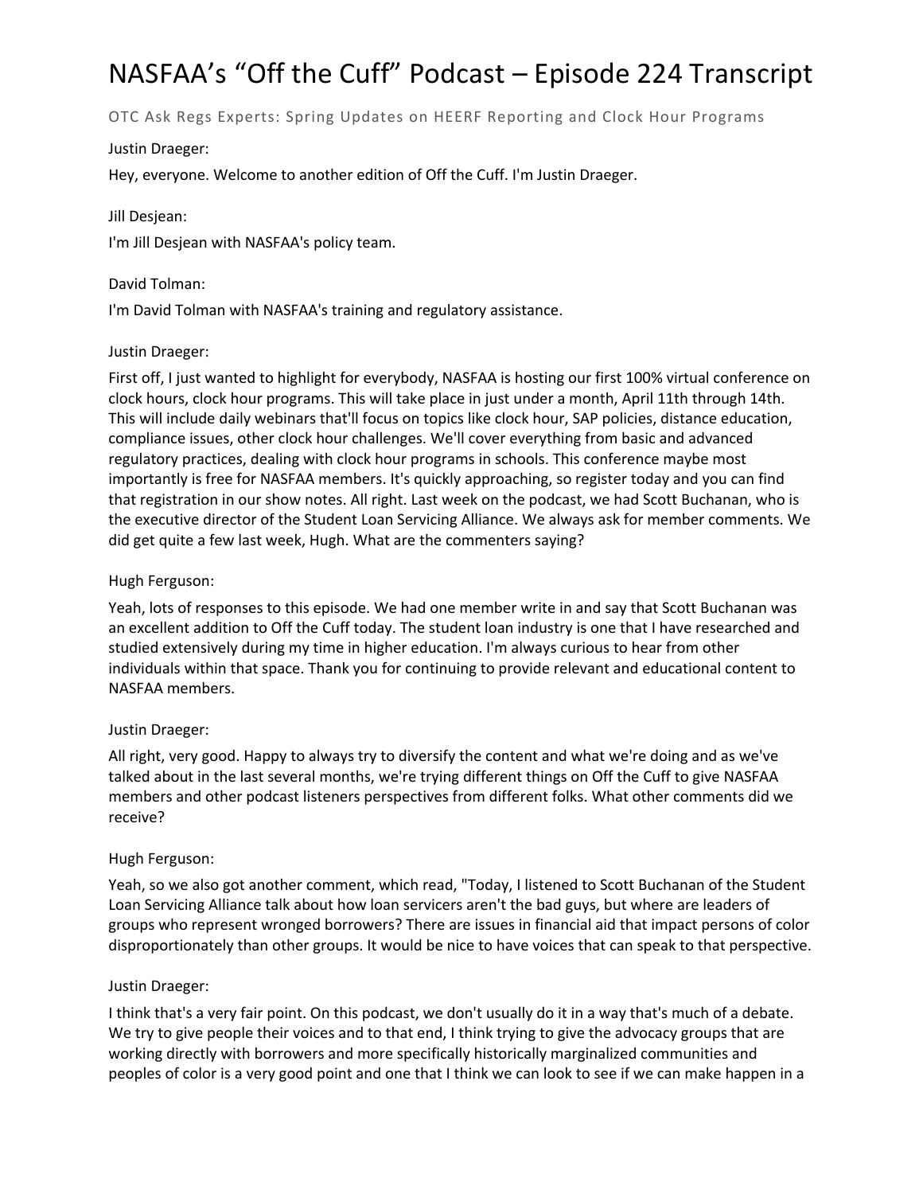# NASFAA's "Off the Cuff" Podcast – Episode 224 Transcript

OTC Ask Regs Experts: Spring Updates on HEERF Reporting and Clock Hour Programs

Justin Draeger:

Hey, everyone. Welcome to another edition of Off the Cuff. I'm Justin Draeger.

Jill Desjean:

I'm Jill Desjean with NASFAA's policy team.

David Tolman:

I'm David Tolman with NASFAA's training and regulatory assistance.

Justin Draeger:

First off, I just wanted to highlight for everybody, NASFAA is hosting our first 100% virtual conference on clock hours, clock hour programs. This will take place in just under a month, April 11th through 14th. This will include daily webinars that'll focus on topics like clock hour, SAP policies, distance education, compliance issues, other clock hour challenges. We'll cover everything from basic and advanced regulatory practices, dealing with clock hour programs in schools. This conference maybe most importantly is free for NASFAA members. It's quickly approaching, so register today and you can find that registration in our show notes. All right. Last week on the podcast, we had Scott Buchanan, who is the executive director of the Student Loan Servicing Alliance. We always ask for member comments. We did get quite a few last week, Hugh. What are the commenters saying?

Hugh Ferguson:

Yeah, lots of responses to this episode. We had one member write in and say that Scott Buchanan was an excellent addition to Off the Cuff today. The student loan industry is one that I have researched and studied extensively during my time in higher education. I'm always curious to hear from other individuals within that space. Thank you for continuing to provide relevant and educational content to NASFAA members.

Justin Draeger:

All right, very good. Happy to always try to diversify the content and what we're doing and as we've talked about in the last several months, we're trying different things on Off the Cuff to give NASFAA members and other podcast listeners perspectives from different folks. What other comments did we receive?

Hugh Ferguson:

Yeah, so we also got another comment, which read, "Today, I listened to Scott Buchanan of the Student Loan Servicing Alliance talk about how loan servicers aren't the bad guys, but where are leaders of groups who represent wronged borrowers? There are issues in financial aid that impact persons of color disproportionately than other groups. It would be nice to have voices that can speak to that perspective.

Justin Draeger:

I think that's a very fair point. On this podcast, we don't usually do it in a way that's much of a debate. We try to give people their voices and to that end, I think trying to give the advocacy groups that are working directly with borrowers and more specifically historically marginalized communities and peoples of color is a very good point and one that I think we can look to see if we can make happen in a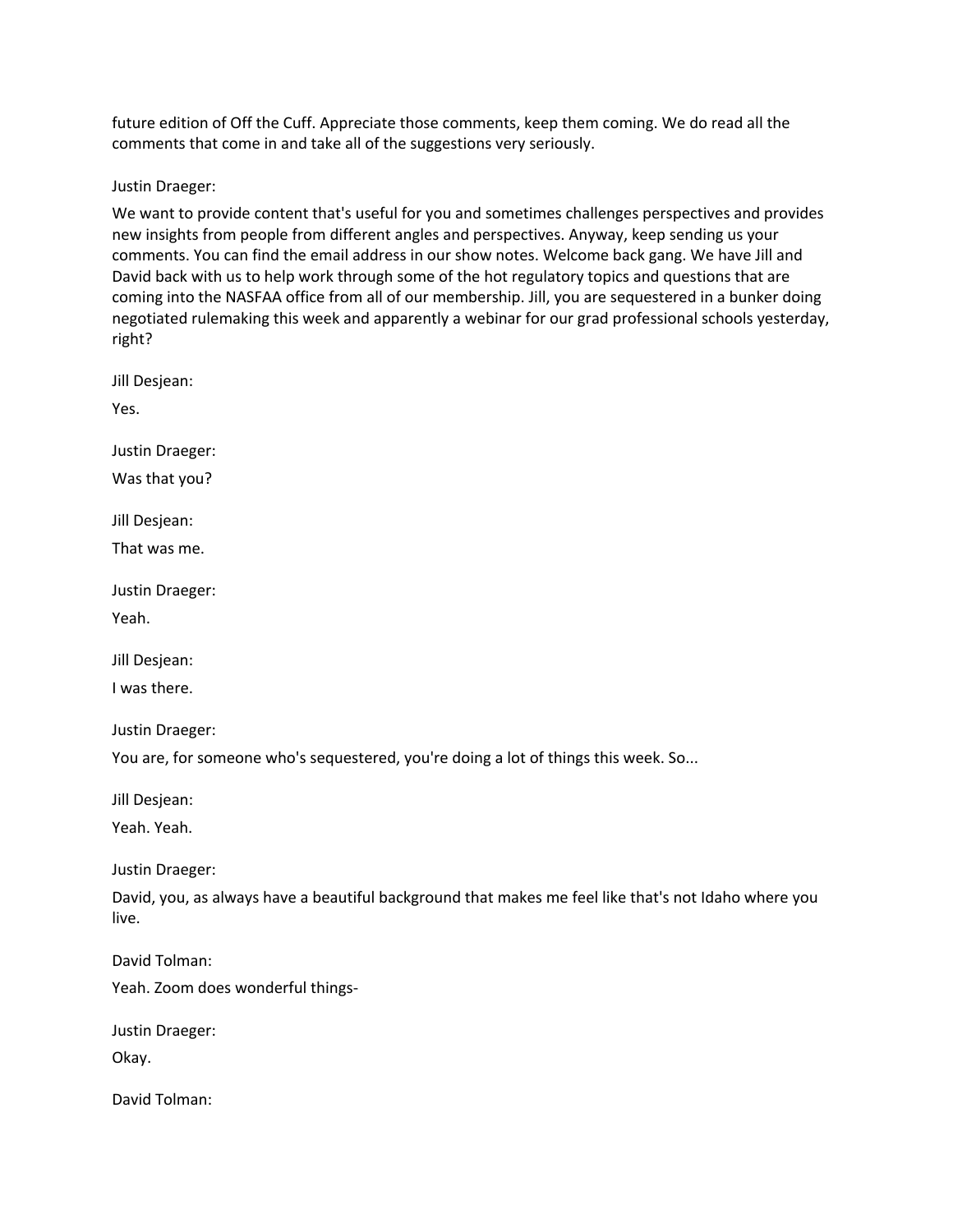future edition of Off the Cuff. Appreciate those comments, keep them coming. We do read all the comments that come in and take all of the suggestions very seriously.

Justin Draeger:

We want to provide content that's useful for you and sometimes challenges perspectives and provides new insights from people from different angles and perspectives. Anyway, keep sending us your comments. You can find the email address in our show notes. Welcome back gang. We have Jill and David back with us to help work through some of the hot regulatory topics and questions that are coming into the NASFAA office from all of our membership. Jill, you are sequestered in a bunker doing negotiated rulemaking this week and apparently a webinar for our grad professional schools yesterday, right?

Jill Desjean:

Yes.

Justin Draeger:

Was that you?

Jill Desjean:

That was me.

Justin Draeger:

Yeah.

Jill Desjean:

I was there.

Justin Draeger:

You are, for someone who's sequestered, you're doing a lot of things this week. So...

Jill Desjean:

Yeah. Yeah.

Justin Draeger:

David, you, as always have a beautiful background that makes me feel like that's not Idaho where you live.

David Tolman:

Yeah. Zoom does wonderful things-

Justin Draeger:

Okay.

David Tolman: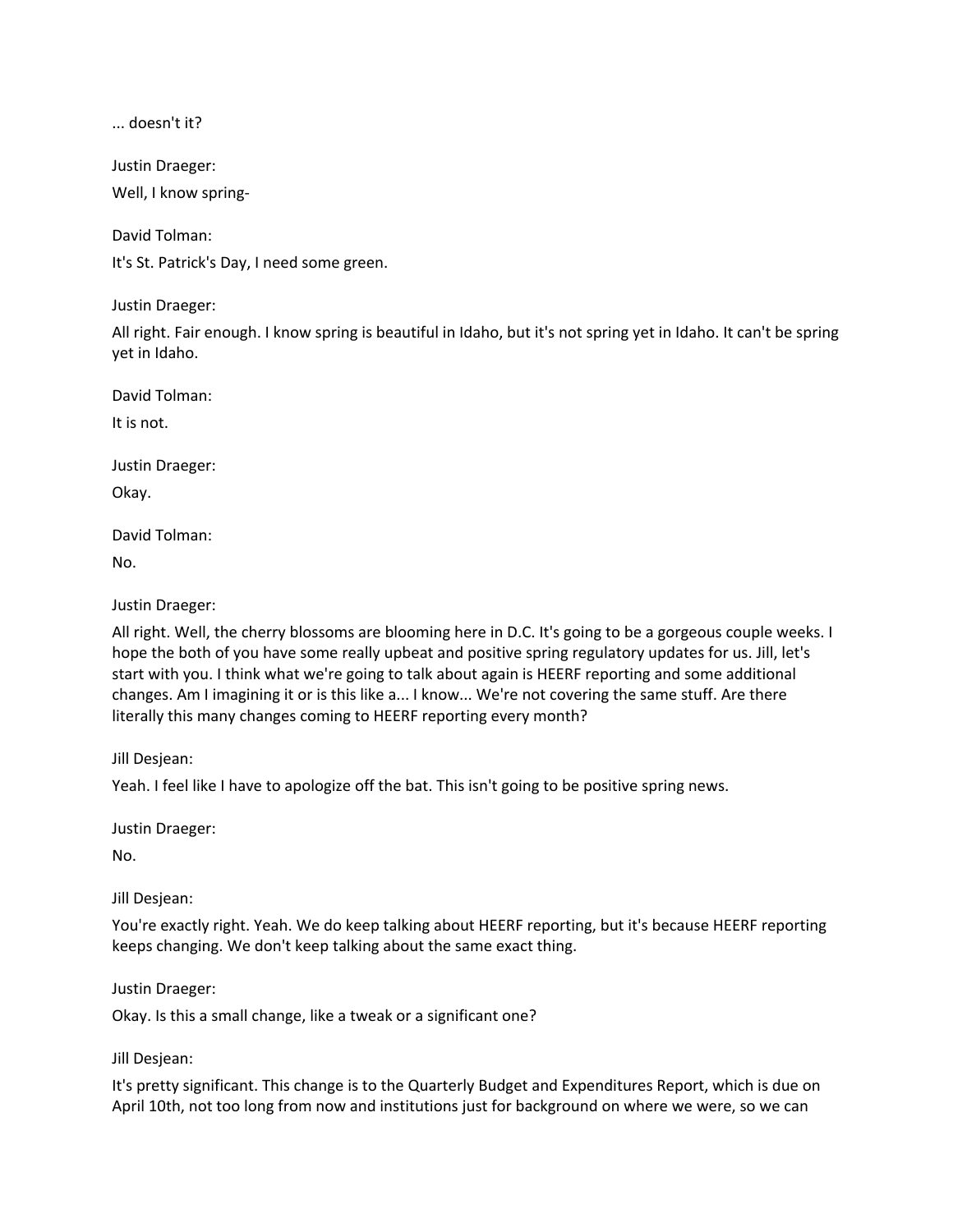... doesn't it?

Justin Draeger:

Well, I know spring-

David Tolman:

It's St. Patrick's Day, I need some green.

Justin Draeger:

All right. Fair enough. I know spring is beautiful in Idaho, but it's not spring yet in Idaho. It can't be spring yet in Idaho.

David Tolman:

It is not.

Justin Draeger:

Okay.

David Tolman:

No.

Justin Draeger:

All right. Well, the cherry blossoms are blooming here in D.C. It's going to be a gorgeous couple weeks. I hope the both of you have some really upbeat and positive spring regulatory updates for us. Jill, let's start with you. I think what we're going to talk about again is HEERF reporting and some additional changes. Am I imagining it or is this like a... I know... We're not covering the same stuff. Are there literally this many changes coming to HEERF reporting every month?

Jill Desjean:

Yeah. I feel like I have to apologize off the bat. This isn't going to be positive spring news.

Justin Draeger:

No.

Jill Desjean:

You're exactly right. Yeah. We do keep talking about HEERF reporting, but it's because HEERF reporting keeps changing. We don't keep talking about the same exact thing.

Justin Draeger:

Okay. Is this a small change, like a tweak or a significant one?

Jill Desjean:

It's pretty significant. This change is to the Quarterly Budget and Expenditures Report, which is due on April 10th, not too long from now and institutions just for background on where we were, so we can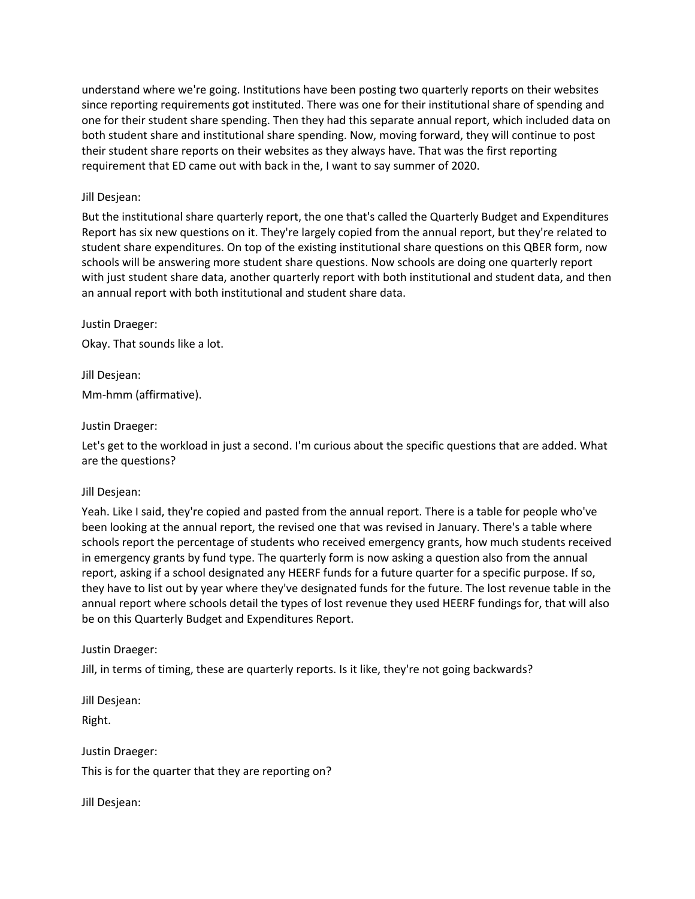understand where we're going. Institutions have been posting two quarterly reports on their websites since reporting requirements got instituted. There was one for their institutional share of spending and one for their student share spending. Then they had this separate annual report, which included data on both student share and institutional share spending. Now, moving forward, they will continue to post their student share reports on their websites as they always have. That was the first reporting requirement that ED came out with back in the, I want to say summer of 2020.

Jill Desjean:

But the institutional share quarterly report, the one that's called the Quarterly Budget and Expenditures Report has six new questions on it. They're largely copied from the annual report, but they're related to student share expenditures. On top of the existing institutional share questions on this QBER form, now schools will be answering more student share questions. Now schools are doing one quarterly report with just student share data, another quarterly report with both institutional and student data, and then an annual report with both institutional and student share data.

Justin Draeger:

Okay. That sounds like a lot.

Jill Desjean:

Mm-hmm (affirmative).

Justin Draeger:

Let's get to the workload in just a second. I'm curious about the specific questions that are added. What are the questions?

Jill Desjean:

Yeah. Like I said, they're copied and pasted from the annual report. There is a table for people who've been looking at the annual report, the revised one that was revised in January. There's a table where schools report the percentage of students who received emergency grants, how much students received in emergency grants by fund type. The quarterly form is now asking a question also from the annual report, asking if a school designated any HEERF funds for a future quarter for a specific purpose. If so, they have to list out by year where they've designated funds for the future. The lost revenue table in the annual report where schools detail the types of lost revenue they used HEERF fundings for, that will also be on this Quarterly Budget and Expenditures Report.

Justin Draeger:

Jill, in terms of timing, these are quarterly reports. Is it like, they're not going backwards?

Jill Desjean:

Right.

Justin Draeger:

This is for the quarter that they are reporting on?

Jill Desjean: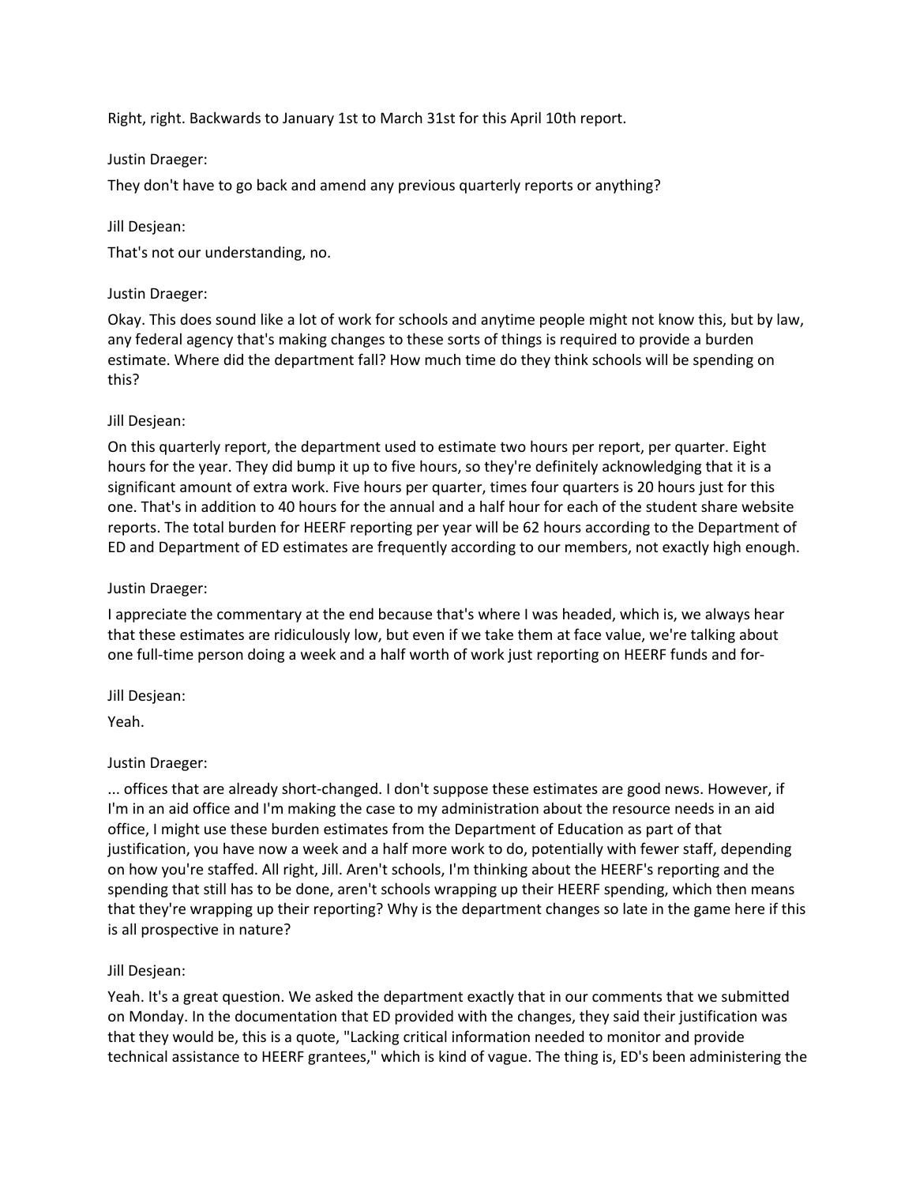Right, right. Backwards to January 1st to March 31st for this April 10th report.

Justin Draeger:

They don't have to go back and amend any previous quarterly reports or anything?

Jill Desjean:

That's not our understanding, no.

Justin Draeger:

Okay. This does sound like a lot of work for schools and anytime people might not know this, but by law, any federal agency that's making changes to these sorts of things is required to provide a burden estimate. Where did the department fall? How much time do they think schools will be spending on this?

Jill Desjean:

On this quarterly report, the department used to estimate two hours per report, per quarter. Eight hours for the year. They did bump it up to five hours, so they're definitely acknowledging that it is a significant amount of extra work. Five hours per quarter, times four quarters is 20 hours just for this one. That's in addition to 40 hours for the annual and a half hour for each of the student share website reports. The total burden for HEERF reporting per year will be 62 hours according to the Department of ED and Department of ED estimates are frequently according to our members, not exactly high enough.

Justin Draeger:

I appreciate the commentary at the end because that's where I was headed, which is, we always hear that these estimates are ridiculously low, but even if we take them at face value, we're talking about one full-time person doing a week and a half worth of work just reporting on HEERF funds and for-

Jill Desjean:

Yeah.

Justin Draeger:

... offices that are already short-changed. I don't suppose these estimates are good news. However, if I'm in an aid office and I'm making the case to my administration about the resource needs in an aid office, I might use these burden estimates from the Department of Education as part of that justification, you have now a week and a half more work to do, potentially with fewer staff, depending on how you're staffed. All right, Jill. Aren't schools, I'm thinking about the HEERF's reporting and the spending that still has to be done, aren't schools wrapping up their HEERF spending, which then means that they're wrapping up their reporting? Why is the department changes so late in the game here if this is all prospective in nature?

Jill Desjean:

Yeah. It's a great question. We asked the department exactly that in our comments that we submitted on Monday. In the documentation that ED provided with the changes, they said their justification was that they would be, this is a quote, "Lacking critical information needed to monitor and provide technical assistance to HEERF grantees," which is kind of vague. The thing is, ED's been administering the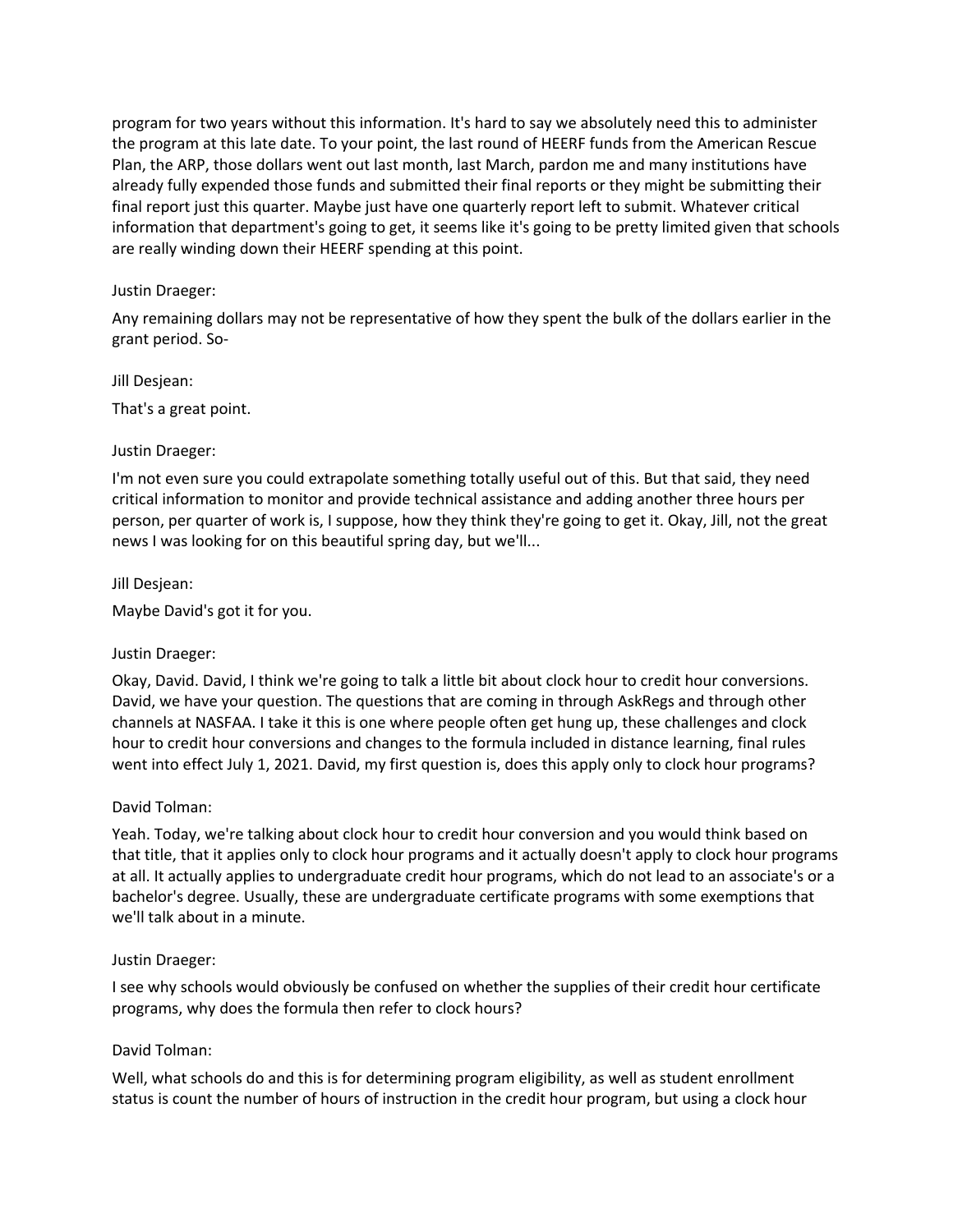program for two years without this information. It's hard to say we absolutely need this to administer the program at this late date. To your point, the last round of HEERF funds from the American Rescue Plan, the ARP, those dollars went out last month, last March, pardon me and many institutions have already fully expended those funds and submitted their final reports or they might be submitting their final report just this quarter. Maybe just have one quarterly report left to submit. Whatever critical information that department's going to get, it seems like it's going to be pretty limited given that schools are really winding down their HEERF spending at this point.

Justin Draeger:

Any remaining dollars may not be representative of how they spent the bulk of the dollars earlier in the grant period. So-

Jill Desjean:

That's a great point.

Justin Draeger:

I'm not even sure you could extrapolate something totally useful out of this. But that said, they need critical information to monitor and provide technical assistance and adding another three hours per person, per quarter of work is, I suppose, how they think they're going to get it. Okay, Jill, not the great news I was looking for on this beautiful spring day, but we'll...

Jill Desjean:

Maybe David's got it for you.

Justin Draeger:

Okay, David. David, I think we're going to talk a little bit about clock hour to credit hour conversions. David, we have your question. The questions that are coming in through AskRegs and through other channels at NASFAA. I take it this is one where people often get hung up, these challenges and clock hour to credit hour conversions and changes to the formula included in distance learning, final rules went into effect July 1, 2021. David, my first question is, does this apply only to clock hour programs?

David Tolman:

Yeah. Today, we're talking about clock hour to credit hour conversion and you would think based on that title, that it applies only to clock hour programs and it actually doesn't apply to clock hour programs at all. It actually applies to undergraduate credit hour programs, which do not lead to an associate's or a bachelor's degree. Usually, these are undergraduate certificate programs with some exemptions that we'll talk about in a minute.

Justin Draeger:

I see why schools would obviously be confused on whether the supplies of their credit hour certificate programs, why does the formula then refer to clock hours?

David Tolman:

Well, what schools do and this is for determining program eligibility, as well as student enrollment status is count the number of hours of instruction in the credit hour program, but using a clock hour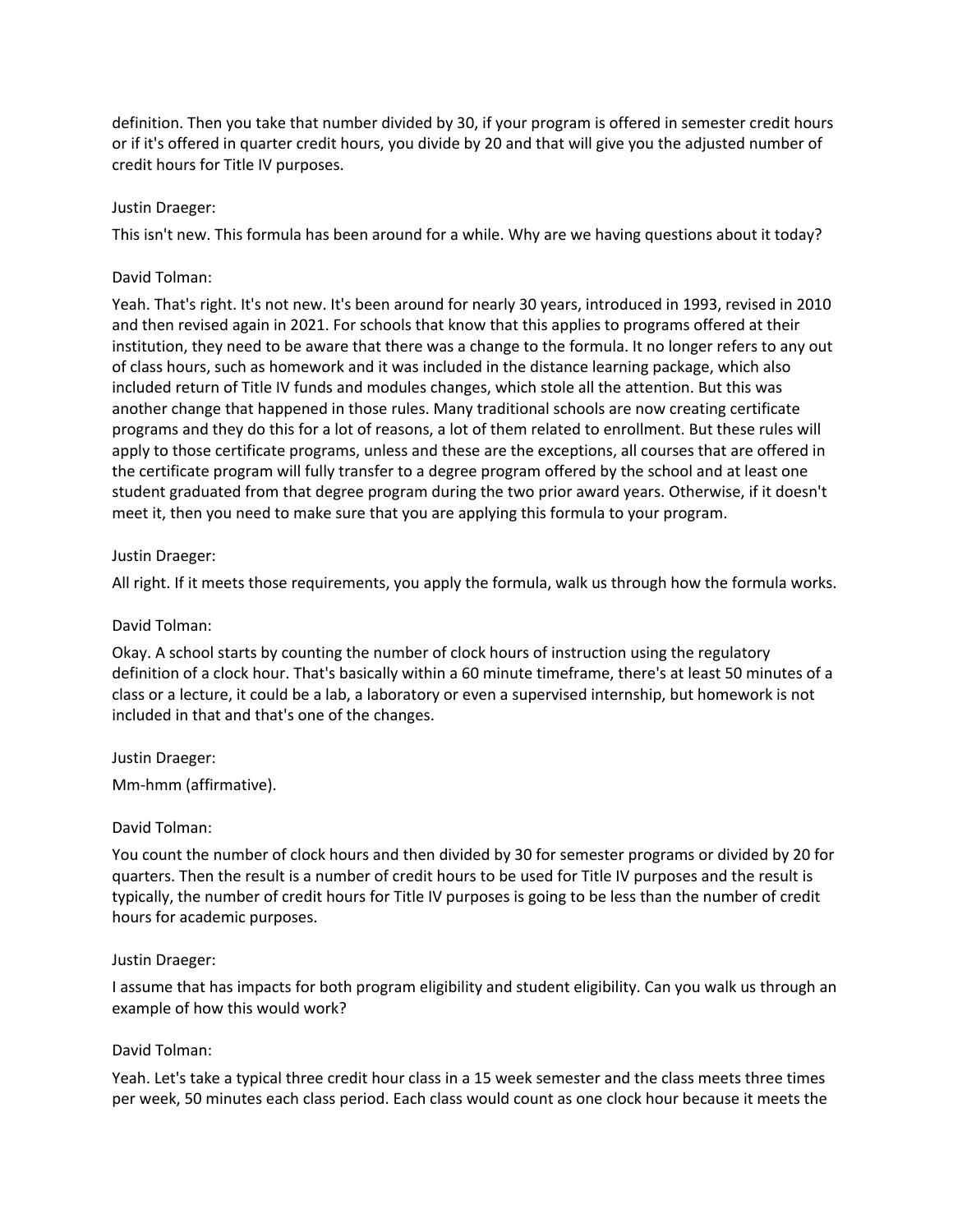definition. Then you take that number divided by 30, if your program is offered in semester credit hours or if it's offered in quarter credit hours, you divide by 20 and that will give you the adjusted number of credit hours for Title IV purposes.

Justin Draeger:

This isn't new. This formula has been around for a while. Why are we having questions about it today?

David Tolman:

Yeah. That's right. It's not new. It's been around for nearly 30 years, introduced in 1993, revised in 2010 and then revised again in 2021. For schools that know that this applies to programs offered at their institution, they need to be aware that there was a change to the formula. It no longer refers to any out of class hours, such as homework and it was included in the distance learning package, which also included return of Title IV funds and modules changes, which stole all the attention. But this was another change that happened in those rules. Many traditional schools are now creating certificate programs and they do this for a lot of reasons, a lot of them related to enrollment. But these rules will apply to those certificate programs, unless and these are the exceptions, all courses that are offered in the certificate program will fully transfer to a degree program offered by the school and at least one student graduated from that degree program during the two prior award years. Otherwise, if it doesn't meet it, then you need to make sure that you are applying this formula to your program.

Justin Draeger:

All right. If it meets those requirements, you apply the formula, walk us through how the formula works.

David Tolman:

Okay. A school starts by counting the number of clock hours of instruction using the regulatory definition of a clock hour. That's basically within a 60 minute timeframe, there's at least 50 minutes of a class or a lecture, it could be a lab, a laboratory or even a supervised internship, but homework is not included in that and that's one of the changes.

Justin Draeger:

Mm-hmm (affirmative).

David Tolman:

You count the number of clock hours and then divided by 30 for semester programs or divided by 20 for quarters. Then the result is a number of credit hours to be used for Title IV purposes and the result is typically, the number of credit hours for Title IV purposes is going to be less than the number of credit hours for academic purposes.

Justin Draeger:

I assume that has impacts for both program eligibility and student eligibility. Can you walk us through an example of how this would work?

David Tolman:

Yeah. Let's take a typical three credit hour class in a 15 week semester and the class meets three times per week, 50 minutes each class period. Each class would count as one clock hour because it meets the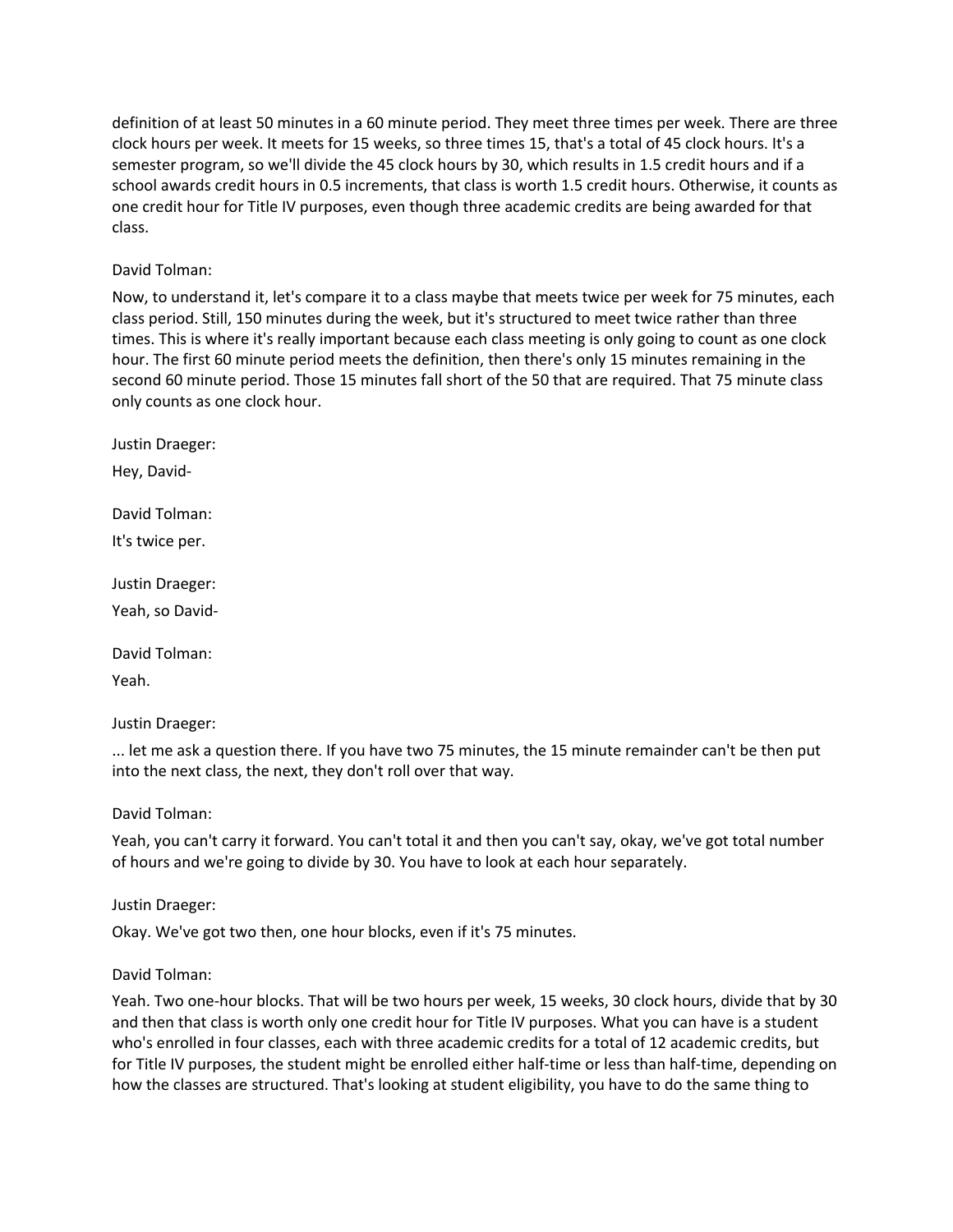definition of at least 50 minutes in a 60 minute period. They meet three times per week. There are three clock hours per week. It meets for 15 weeks, so three times 15, that's a total of 45 clock hours. It's a semester program, so we'll divide the 45 clock hours by 30, which results in 1.5 credit hours and if a school awards credit hours in 0.5 increments, that class is worth 1.5 credit hours. Otherwise, it counts as one credit hour for Title IV purposes, even though three academic credits are being awarded for that class.

David Tolman:

Now, to understand it, let's compare it to a class maybe that meets twice per week for 75 minutes, each class period. Still, 150 minutes during the week, but it's structured to meet twice rather than three times. This is where it's really important because each class meeting is only going to count as one clock hour. The first 60 minute period meets the definition, then there's only 15 minutes remaining in the second 60 minute period. Those 15 minutes fall short of the 50 that are required. That 75 minute class only counts as one clock hour.

Justin Draeger:

Hey, David-

David Tolman:

It's twice per.

Justin Draeger:

Yeah, so David-

David Tolman:

Yeah.

Justin Draeger:

... let me ask a question there. If you have two 75 minutes, the 15 minute remainder can't be then put into the next class, the next, they don't roll over that way.

David Tolman:

Yeah, you can't carry it forward. You can't total it and then you can't say, okay, we've got total number of hours and we're going to divide by 30. You have to look at each hour separately.

Justin Draeger:

Okay. We've got two then, one hour blocks, even if it's 75 minutes.

David Tolman:

Yeah. Two one-hour blocks. That will be two hours per week, 15 weeks, 30 clock hours, divide that by 30 and then that class is worth only one credit hour for Title IV purposes. What you can have is a student who's enrolled in four classes, each with three academic credits for a total of 12 academic credits, but for Title IV purposes, the student might be enrolled either half-time or less than half-time, depending on how the classes are structured. That's looking at student eligibility, you have to do the same thing to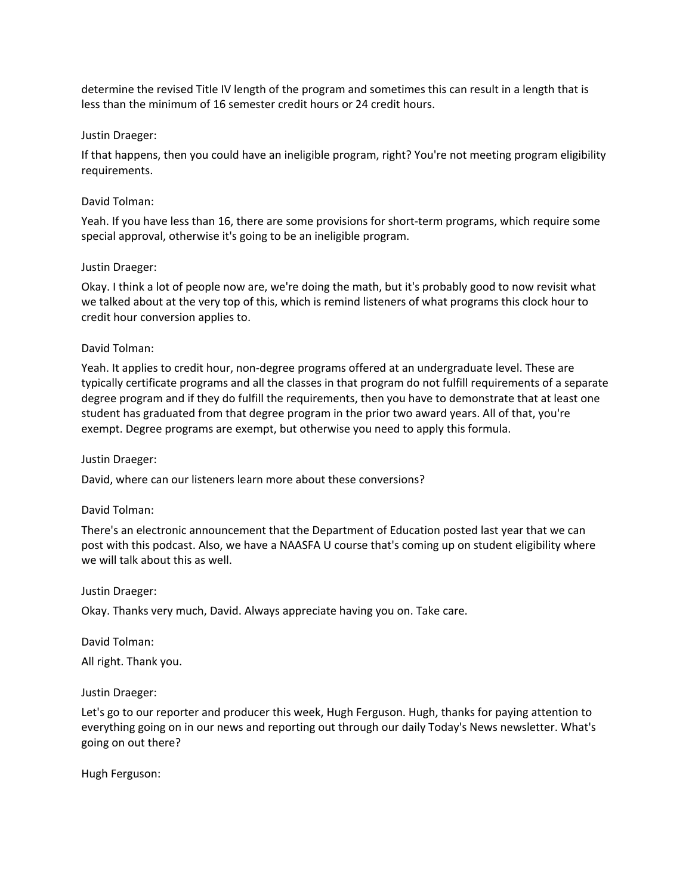determine the revised Title IV length of the program and sometimes this can result in a length that is less than the minimum of 16 semester credit hours or 24 credit hours.

Justin Draeger:

If that happens, then you could have an ineligible program, right? You're not meeting program eligibility requirements.

David Tolman:

Yeah. If you have less than 16, there are some provisions for short-term programs, which require some special approval, otherwise it's going to be an ineligible program.

Justin Draeger:

Okay. I think a lot of people now are, we're doing the math, but it's probably good to now revisit what we talked about at the very top of this, which is remind listeners of what programs this clock hour to credit hour conversion applies to.

David Tolman:

Yeah. It applies to credit hour, non-degree programs offered at an undergraduate level. These are typically certificate programs and all the classes in that program do not fulfill requirements of a separate degree program and if they do fulfill the requirements, then you have to demonstrate that at least one student has graduated from that degree program in the prior two award years. All of that, you're exempt. Degree programs are exempt, but otherwise you need to apply this formula.

Justin Draeger:

David, where can our listeners learn more about these conversions?

David Tolman:

There's an electronic announcement that the Department of Education posted last year that we can post with this podcast. Also, we have a NAASFA U course that's coming up on student eligibility where we will talk about this as well.

Justin Draeger:

Okay. Thanks very much, David. Always appreciate having you on. Take care.

David Tolman:

All right. Thank you.

Justin Draeger:

Let's go to our reporter and producer this week, Hugh Ferguson. Hugh, thanks for paying attention to everything going on in our news and reporting out through our daily Today's News newsletter. What's going on out there?

Hugh Ferguson: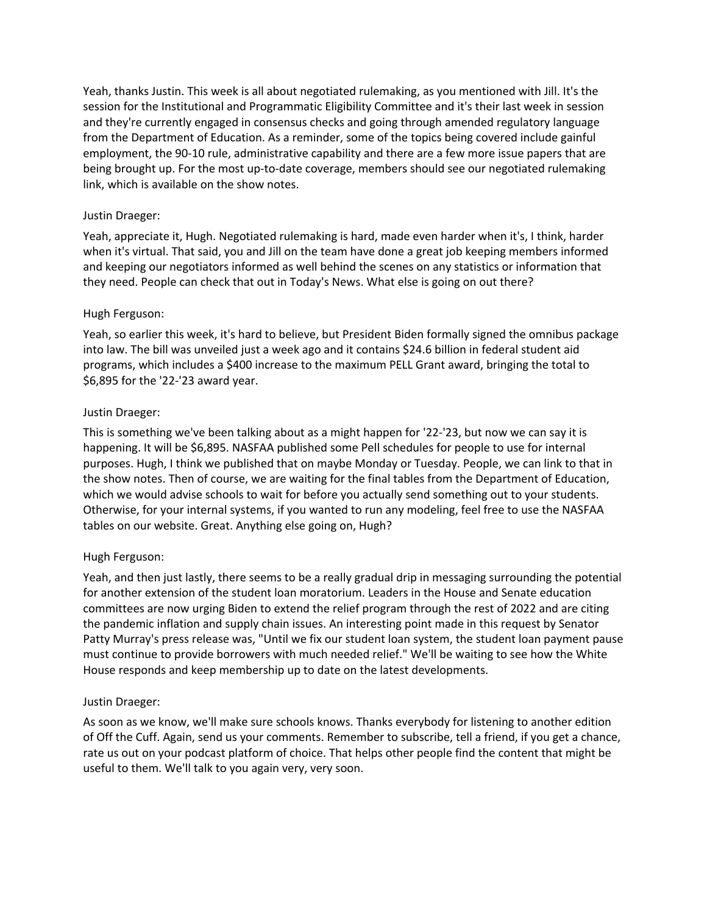Yeah, thanks Justin. This week is all about negotiated rulemaking, as you mentioned with Jill. It's the session for the Institutional and Programmatic Eligibility Committee and it's their last week in session and they're currently engaged in consensus checks and going through amended regulatory language from the Department of Education. As a reminder, some of the topics being covered include gainful employment, the 90-10 rule, administrative capability and there are a few more issue papers that are being brought up. For the most up-to-date coverage, members should see our negotiated rulemaking link, which is available on the show notes.

Justin Draeger:

Yeah, appreciate it, Hugh. Negotiated rulemaking is hard, made even harder when it's, I think, harder when it's virtual. That said, you and Jill on the team have done a great job keeping members informed and keeping our negotiators informed as well behind the scenes on any statistics or information that they need. People can check that out in Today's News. What else is going on out there?

Hugh Ferguson:

Yeah, so earlier this week, it's hard to believe, but President Biden formally signed the omnibus package into law. The bill was unveiled just a week ago and it contains $24.6 billion in federal student aid programs, which includes a $400 increase to the maximum PELL Grant award, bringing the total to $6,895 for the '22-'23 award year.

Justin Draeger:

This is something we've been talking about as a might happen for '22-'23, but now we can say it is happening. It will be $6,895. NASFAA published some Pell schedules for people to use for internal purposes. Hugh, I think we published that on maybe Monday or Tuesday. People, we can link to that in the show notes. Then of course, we are waiting for the final tables from the Department of Education, which we would advise schools to wait for before you actually send something out to your students. Otherwise, for your internal systems, if you wanted to run any modeling, feel free to use the NASFAA tables on our website. Great. Anything else going on, Hugh?

Hugh Ferguson:

Yeah, and then just lastly, there seems to be a really gradual drip in messaging surrounding the potential for another extension of the student loan moratorium. Leaders in the House and Senate education committees are now urging Biden to extend the relief program through the rest of 2022 and are citing the pandemic inflation and supply chain issues. An interesting point made in this request by Senator Patty Murray's press release was, "Until we fix our student loan system, the student loan payment pause must continue to provide borrowers with much needed relief." We'll be waiting to see how the White House responds and keep membership up to date on the latest developments.

Justin Draeger:

As soon as we know, we'll make sure schools knows. Thanks everybody for listening to another edition of Off the Cuff. Again, send us your comments. Remember to subscribe, tell a friend, if you get a chance, rate us out on your podcast platform of choice. That helps other people find the content that might be useful to them. We'll talk to you again very, very soon.